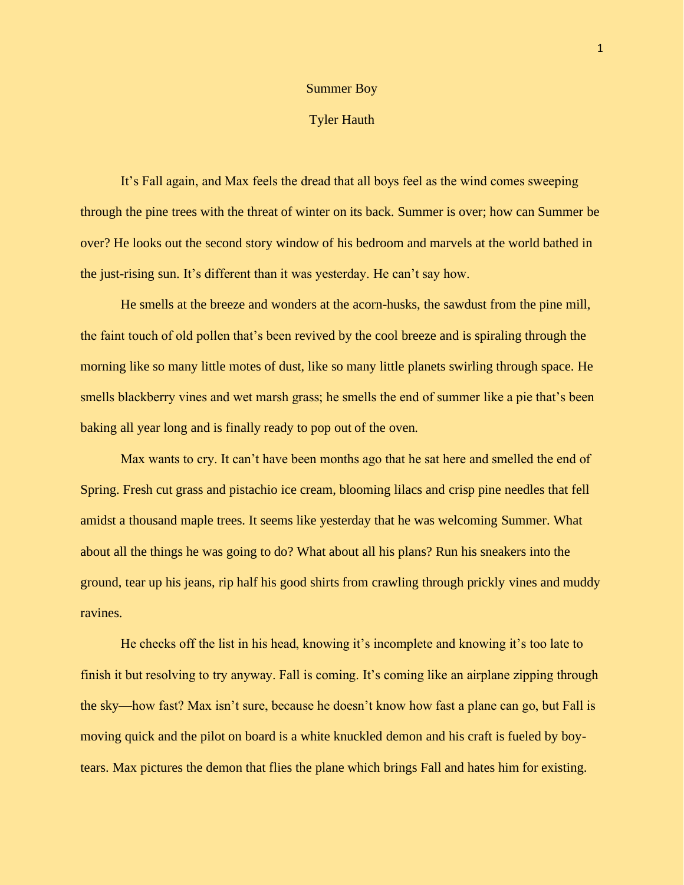# Summer Boy

Tyler Hauth

It's Fall again, and Max feels the dread that all boys feel as the wind comes sweeping through the pine trees with the threat of winter on its back. Summer is over; how can Summer be over? He looks out the second story window of his bedroom and marvels at the world bathed in the just-rising sun. It's different than it was yesterday. He can't say how.

He smells at the breeze and wonders at the acorn-husks, the sawdust from the pine mill, the faint touch of old pollen that's been revived by the cool breeze and is spiraling through the morning like so many little motes of dust, like so many little planets swirling through space. He smells blackberry vines and wet marsh grass; he smells the end of summer like a pie that's been baking all year long and is finally ready to pop out of the oven.

Max wants to cry. It can't have been months ago that he sat here and smelled the end of Spring. Fresh cut grass and pistachio ice cream, blooming lilacs and crisp pine needles that fell amidst a thousand maple trees. It seems like yesterday that he was welcoming Summer. What about all the things he was going to do? What about all his plans? Run his sneakers into the ground, tear up his jeans, rip half his good shirts from crawling through prickly vines and muddy ravines.

He checks off the list in his head, knowing it's incomplete and knowing it's too late to finish it but resolving to try anyway. Fall is coming. It's coming like an airplane zipping through the sky—how fast? Max isn't sure, because he doesn't know how fast a plane can go, but Fall is moving quick and the pilot on board is a white knuckled demon and his craft is fueled by boy-tears. Max pictures the demon that flies the plane which brings Fall and hates him for existing.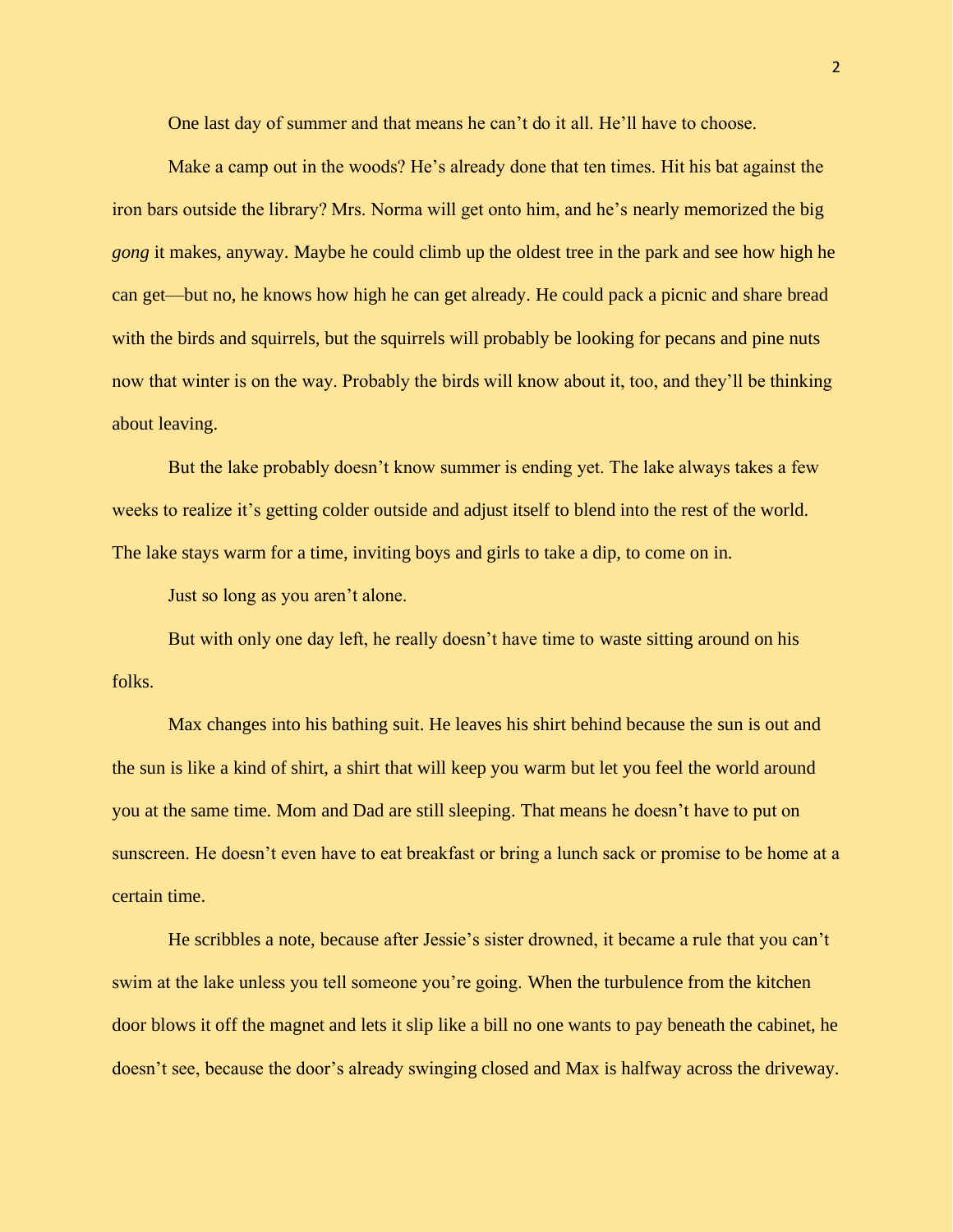One last day of summer and that means he can't do it all. He'll have to choose.

Make a camp out in the woods? He's already done that ten times. Hit his bat against the iron bars outside the library? Mrs. Norma will get onto him, and he's nearly memorized the big *gong* it makes, anyway. Maybe he could climb up the oldest tree in the park and see how high he can get—but no, he knows how high he can get already. He could pack a picnic and share bread with the birds and squirrels, but the squirrels will probably be looking for pecans and pine nuts now that winter is on the way. Probably the birds will know about it, too, and they'll be thinking about leaving.

But the lake probably doesn't know summer is ending yet. The lake always takes a few weeks to realize it's getting colder outside and adjust itself to blend into the rest of the world. The lake stays warm for a time, inviting boys and girls to take a dip, to come on in.

Just so long as you aren't alone.

But with only one day left, he really doesn't have time to waste sitting around on his folks.

Max changes into his bathing suit. He leaves his shirt behind because the sun is out and the sun is like a kind of shirt, a shirt that will keep you warm but let you feel the world around you at the same time. Mom and Dad are still sleeping. That means he doesn't have to put on sunscreen. He doesn't even have to eat breakfast or bring a lunch sack or promise to be home at a certain time.

He scribbles a note, because after Jessie's sister drowned, it became a rule that you can't swim at the lake unless you tell someone you're going. When the turbulence from the kitchen door blows it off the magnet and lets it slip like a bill no one wants to pay beneath the cabinet, he doesn't see, because the door's already swinging closed and Max is halfway across the driveway.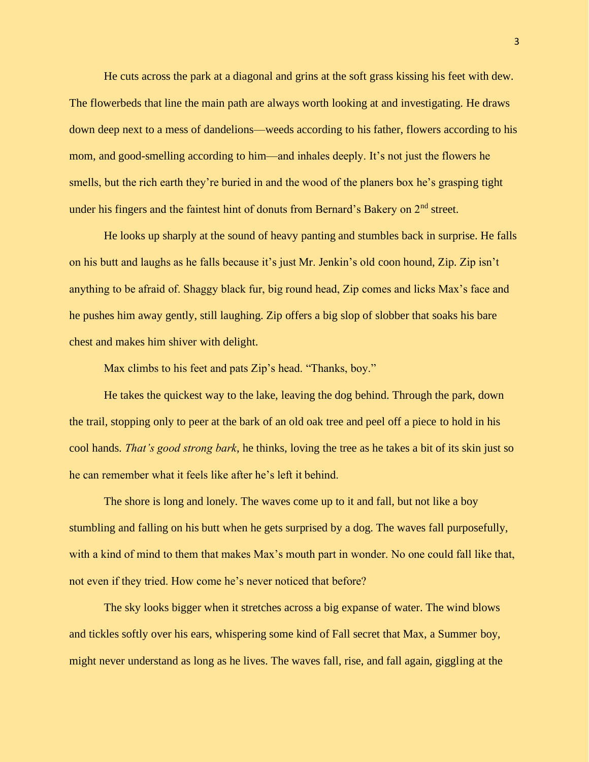He cuts across the park at a diagonal and grins at the soft grass kissing his feet with dew. The flowerbeds that line the main path are always worth looking at and investigating. He draws down deep next to a mess of dandelions—weeds according to his father, flowers according to his mom, and good-smelling according to him—and inhales deeply. It's not just the flowers he smells, but the rich earth they're buried in and the wood of the planers box he's grasping tight under his fingers and the faintest hint of donuts from Bernard's Bakery on 2nd street.

He looks up sharply at the sound of heavy panting and stumbles back in surprise. He falls on his butt and laughs as he falls because it's just Mr. Jenkin's old coon hound, Zip. Zip isn't anything to be afraid of. Shaggy black fur, big round head, Zip comes and licks Max's face and he pushes him away gently, still laughing. Zip offers a big slop of slobber that soaks his bare chest and makes him shiver with delight.

Max climbs to his feet and pats Zip's head. "Thanks, boy."

He takes the quickest way to the lake, leaving the dog behind. Through the park, down the trail, stopping only to peer at the bark of an old oak tree and peel off a piece to hold in his cool hands. *That's good strong bark*, he thinks, loving the tree as he takes a bit of its skin just so he can remember what it feels like after he's left it behind.

The shore is long and lonely. The waves come up to it and fall, but not like a boy stumbling and falling on his butt when he gets surprised by a dog. The waves fall purposefully, with a kind of mind to them that makes Max's mouth part in wonder. No one could fall like that, not even if they tried. How come he's never noticed that before?

The sky looks bigger when it stretches across a big expanse of water. The wind blows and tickles softly over his ears, whispering some kind of Fall secret that Max, a Summer boy, might never understand as long as he lives. The waves fall, rise, and fall again, giggling at the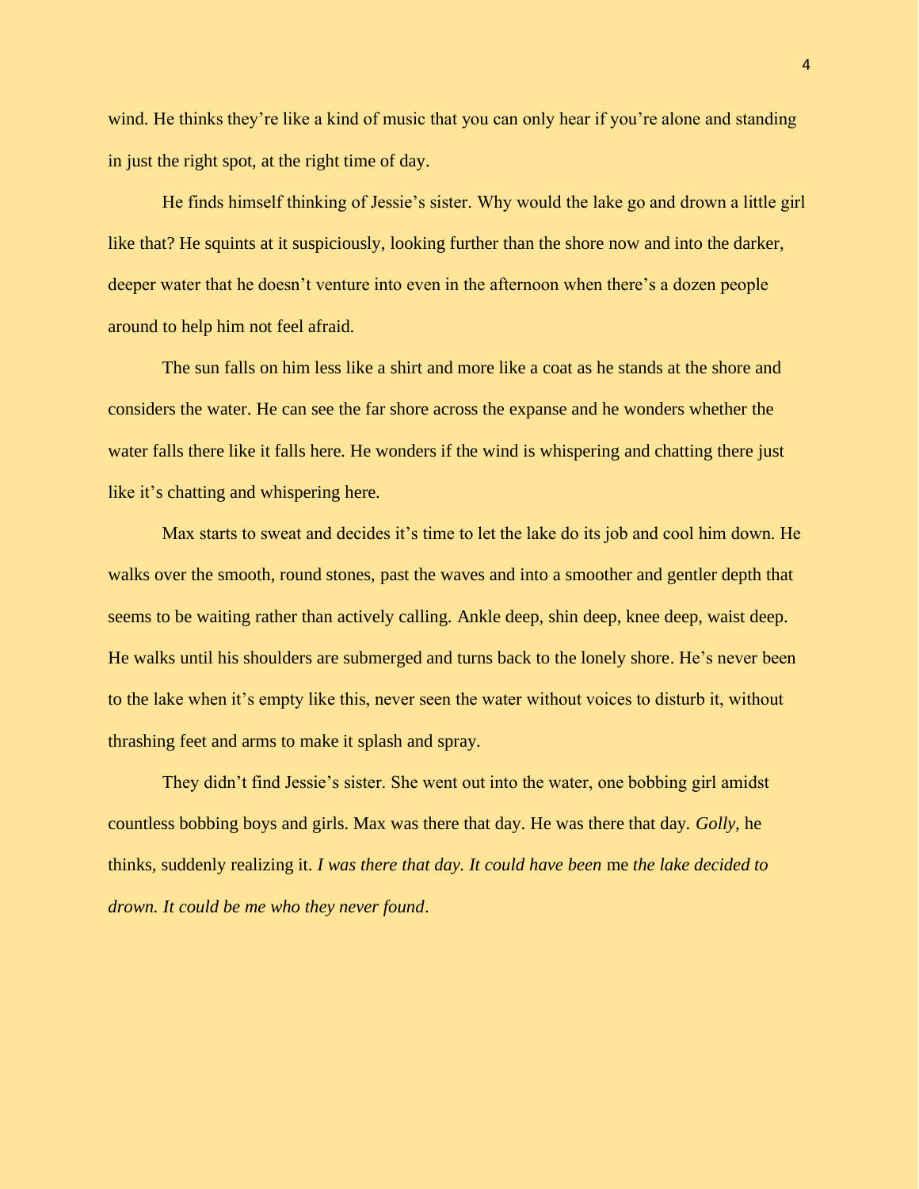wind. He thinks they're like a kind of music that you can only hear if you're alone and standing in just the right spot, at the right time of day.

He finds himself thinking of Jessie's sister. Why would the lake go and drown a little girl like that? He squints at it suspiciously, looking further than the shore now and into the darker, deeper water that he doesn't venture into even in the afternoon when there's a dozen people around to help him not feel afraid.

The sun falls on him less like a shirt and more like a coat as he stands at the shore and considers the water. He can see the far shore across the expanse and he wonders whether the water falls there like it falls here. He wonders if the wind is whispering and chatting there just like it's chatting and whispering here.

Max starts to sweat and decides it's time to let the lake do its job and cool him down. He walks over the smooth, round stones, past the waves and into a smoother and gentler depth that seems to be waiting rather than actively calling. Ankle deep, shin deep, knee deep, waist deep. He walks until his shoulders are submerged and turns back to the lonely shore. He's never been to the lake when it's empty like this, never seen the water without voices to disturb it, without thrashing feet and arms to make it splash and spray.

They didn't find Jessie's sister. She went out into the water, one bobbing girl amidst countless bobbing boys and girls. Max was there that day. He was there that day. *Golly,* he thinks, suddenly realizing it. *I was there that day. It could have been* me *the lake decided to drown. It could be me who they never found*.